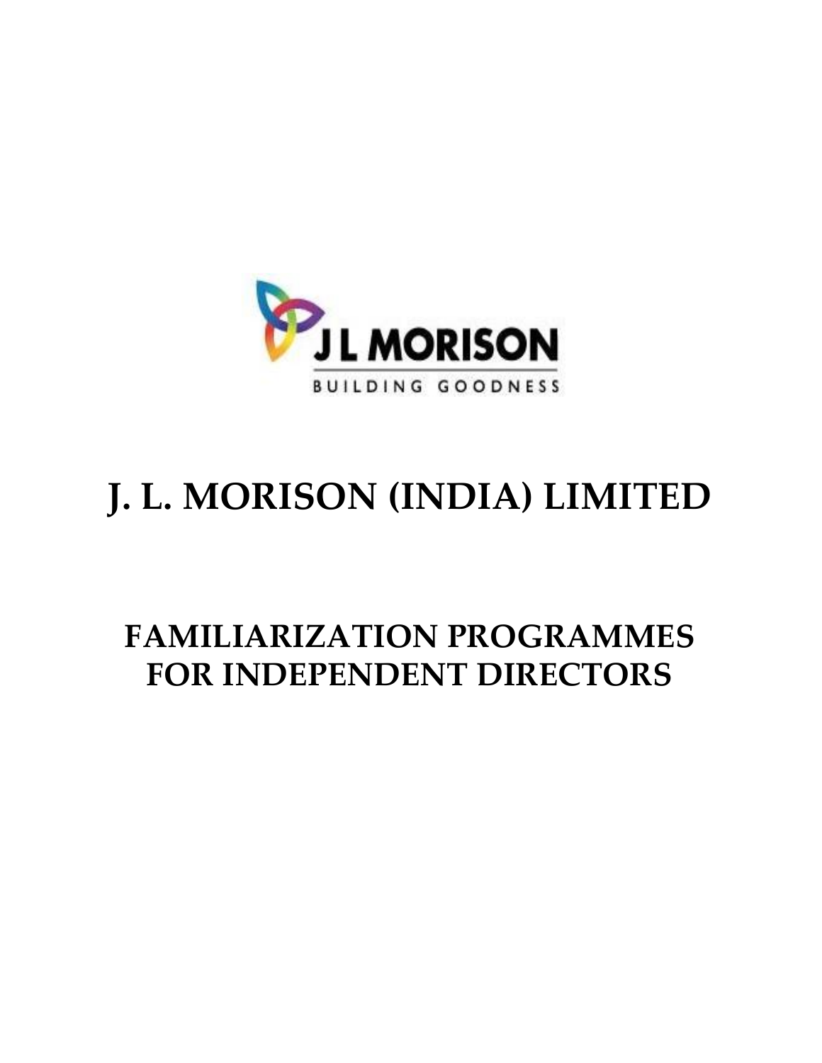# J. L. MORISON (INDIA) LIMITED

## FAMILIARIZATION PROGRAMMES FOR INDEPENDENT DIRECTORS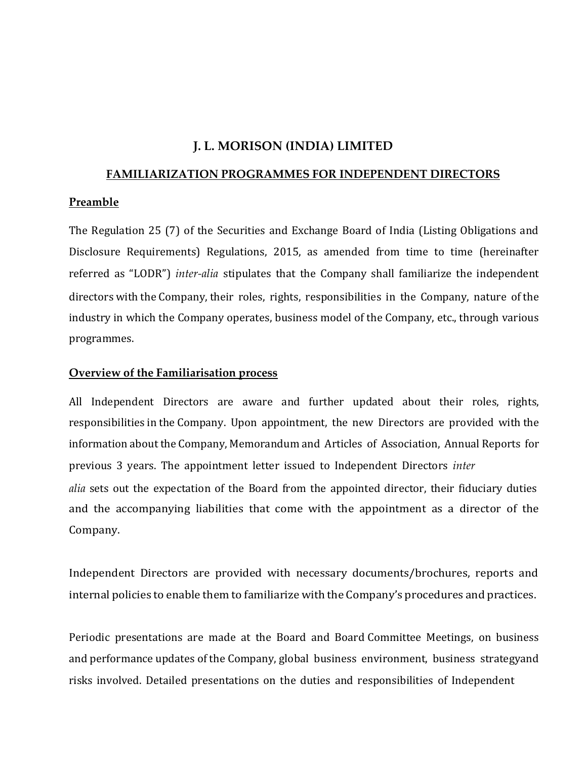# J. L. MORISON (INDIA) LIMITED

## FAMILIARIZATION PROGRAMMES FOR INDEPENDENT DIRECTORS

### Preamble

The Regulation 25 (7) of the Securities and Exchange Board of India (Listing Obligations and Disclosure Requirements) Regulations, 2015, as amended from time to time (hereinafter referred as "LODR") *inter-alia* stipulates that the Company shall familiarize the independent directors with the Company, their roles, rights, responsibilities in the Company, nature of the industry in which the Company operates, business model of the Company, etc., through various programmes.

### Overview of the Familiarisation process

All Independent Directors are aware and further updated about their roles, rights, responsibilities in the Company. Upon appointment, the new Directors are provided with the information about the Company, Memorandum and Articles of Association, Annual Reports for previous 3 years. The appointment letter issued to Independent Directors *inter alia* sets out the expectation of the Board from the appointed director, their fiduciary duties and the accompanying liabilities that come with the appointment as a director of the Company.

Independent Directors are provided with necessary documents/brochures, reports and internal policies to enable them to familiarize with the Company's procedures and practices.

Periodic presentations are made at the Board and Board Committee Meetings, on business and performance updates of the Company, global business environment, business strategyand risks involved. Detailed presentations on the duties and responsibilities of Independent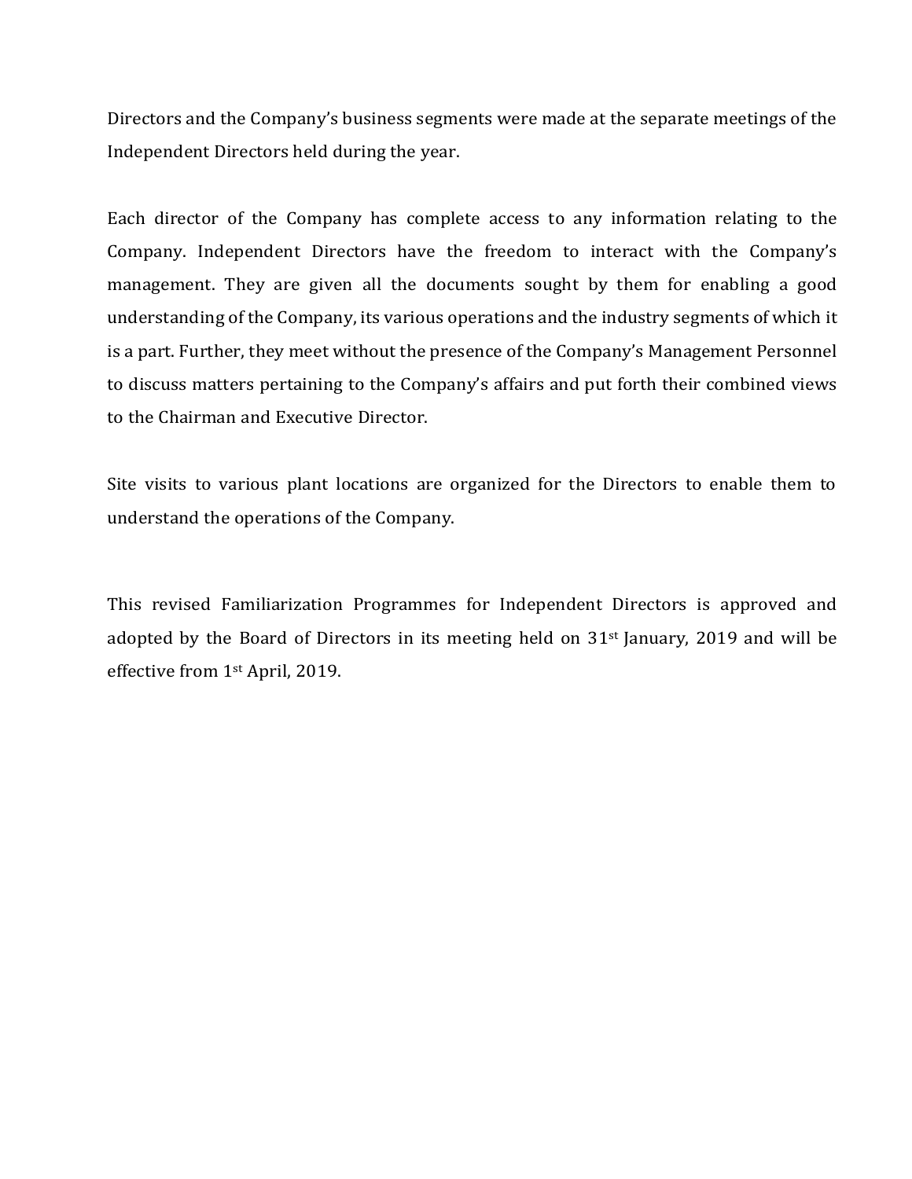Directors and the Company's business segments were made at the separate meetings of the Independent Directors held during the year.

Each director of the Company has complete access to any information relating to the Company. Independent Directors have the freedom to interact with the Company's management. They are given all the documents sought by them for enabling a good understanding of the Company, its various operations and the industry segments of which it is a part. Further, they meet without the presence of the Company's Management Personnel to discuss matters pertaining to the Company's affairs and put forth their combined views to the Chairman and Executive Director.

Site visits to various plant locations are organized for the Directors to enable them to understand the operations of the Company.

This revised Familiarization Programmes for Independent Directors is approved and adopted by the Board of Directors in its meeting held on 31st January, 2019 and will be effective from 1st April, 2019.